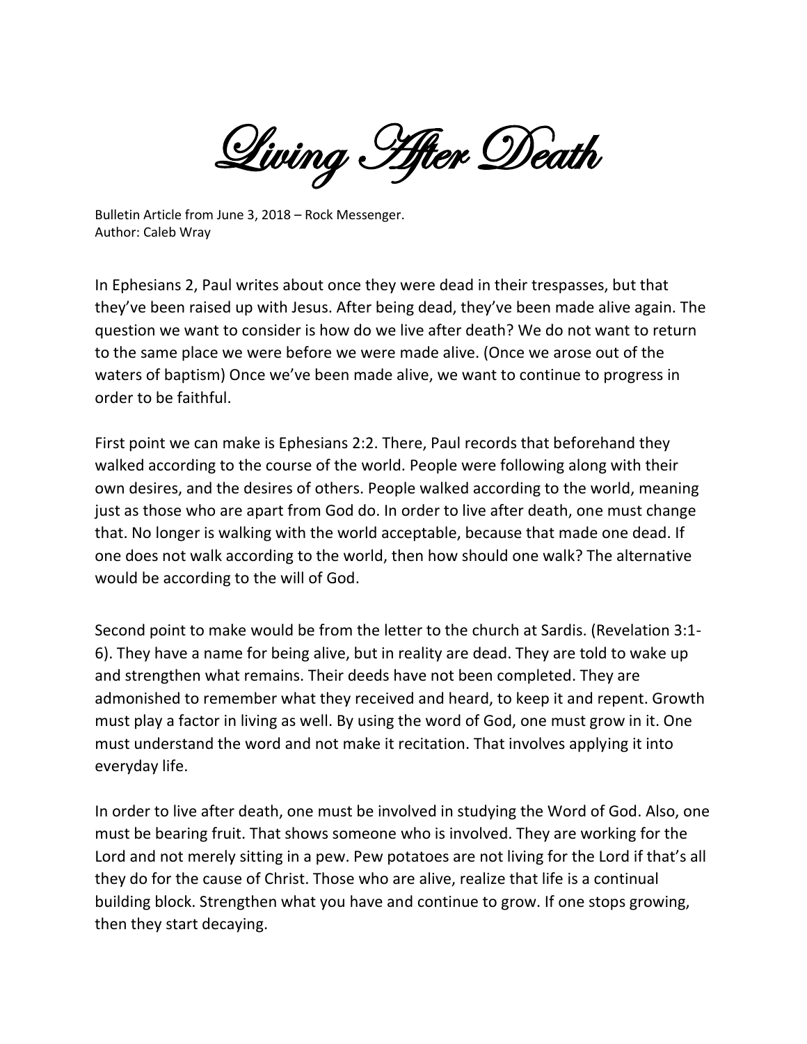# Living After Death

Bulletin Article from June 3, 2018 – Rock Messenger.
Author: Caleb Wray

In Ephesians 2, Paul writes about once they were dead in their trespasses, but that they've been raised up with Jesus. After being dead, they've been made alive again. The question we want to consider is how do we live after death? We do not want to return to the same place we were before we were made alive. (Once we arose out of the waters of baptism) Once we've been made alive, we want to continue to progress in order to be faithful.

First point we can make is Ephesians 2:2. There, Paul records that beforehand they walked according to the course of the world. People were following along with their own desires, and the desires of others. People walked according to the world, meaning just as those who are apart from God do. In order to live after death, one must change that. No longer is walking with the world acceptable, because that made one dead. If one does not walk according to the world, then how should one walk? The alternative would be according to the will of God.

Second point to make would be from the letter to the church at Sardis. (Revelation 3:1-6). They have a name for being alive, but in reality are dead. They are told to wake up and strengthen what remains. Their deeds have not been completed. They are admonished to remember what they received and heard, to keep it and repent. Growth must play a factor in living as well. By using the word of God, one must grow in it. One must understand the word and not make it recitation. That involves applying it into everyday life.

In order to live after death, one must be involved in studying the Word of God. Also, one must be bearing fruit. That shows someone who is involved. They are working for the Lord and not merely sitting in a pew. Pew potatoes are not living for the Lord if that's all they do for the cause of Christ. Those who are alive, realize that life is a continual building block. Strengthen what you have and continue to grow. If one stops growing, then they start decaying.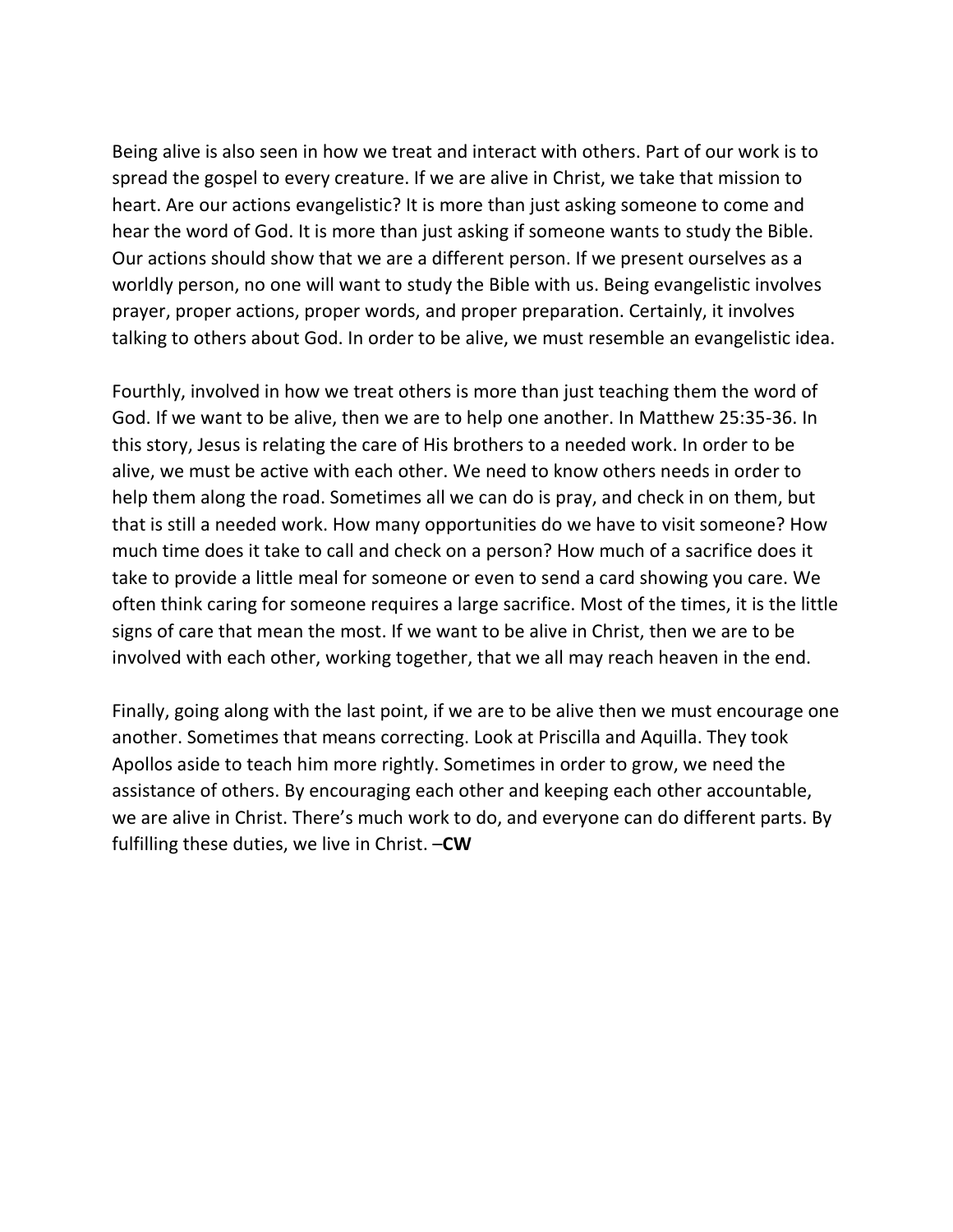Being alive is also seen in how we treat and interact with others. Part of our work is to spread the gospel to every creature. If we are alive in Christ, we take that mission to heart. Are our actions evangelistic? It is more than just asking someone to come and hear the word of God. It is more than just asking if someone wants to study the Bible. Our actions should show that we are a different person. If we present ourselves as a worldly person, no one will want to study the Bible with us. Being evangelistic involves prayer, proper actions, proper words, and proper preparation. Certainly, it involves talking to others about God. In order to be alive, we must resemble an evangelistic idea.

Fourthly, involved in how we treat others is more than just teaching them the word of God. If we want to be alive, then we are to help one another. In Matthew 25:35-36. In this story, Jesus is relating the care of His brothers to a needed work. In order to be alive, we must be active with each other. We need to know others needs in order to help them along the road. Sometimes all we can do is pray, and check in on them, but that is still a needed work. How many opportunities do we have to visit someone? How much time does it take to call and check on a person? How much of a sacrifice does it take to provide a little meal for someone or even to send a card showing you care. We often think caring for someone requires a large sacrifice. Most of the times, it is the little signs of care that mean the most. If we want to be alive in Christ, then we are to be involved with each other, working together, that we all may reach heaven in the end.

Finally, going along with the last point, if we are to be alive then we must encourage one another. Sometimes that means correcting. Look at Priscilla and Aquilla. They took Apollos aside to teach him more rightly. Sometimes in order to grow, we need the assistance of others. By encouraging each other and keeping each other accountable, we are alive in Christ. There's much work to do, and everyone can do different parts. By fulfilling these duties, we live in Christ. –**CW**